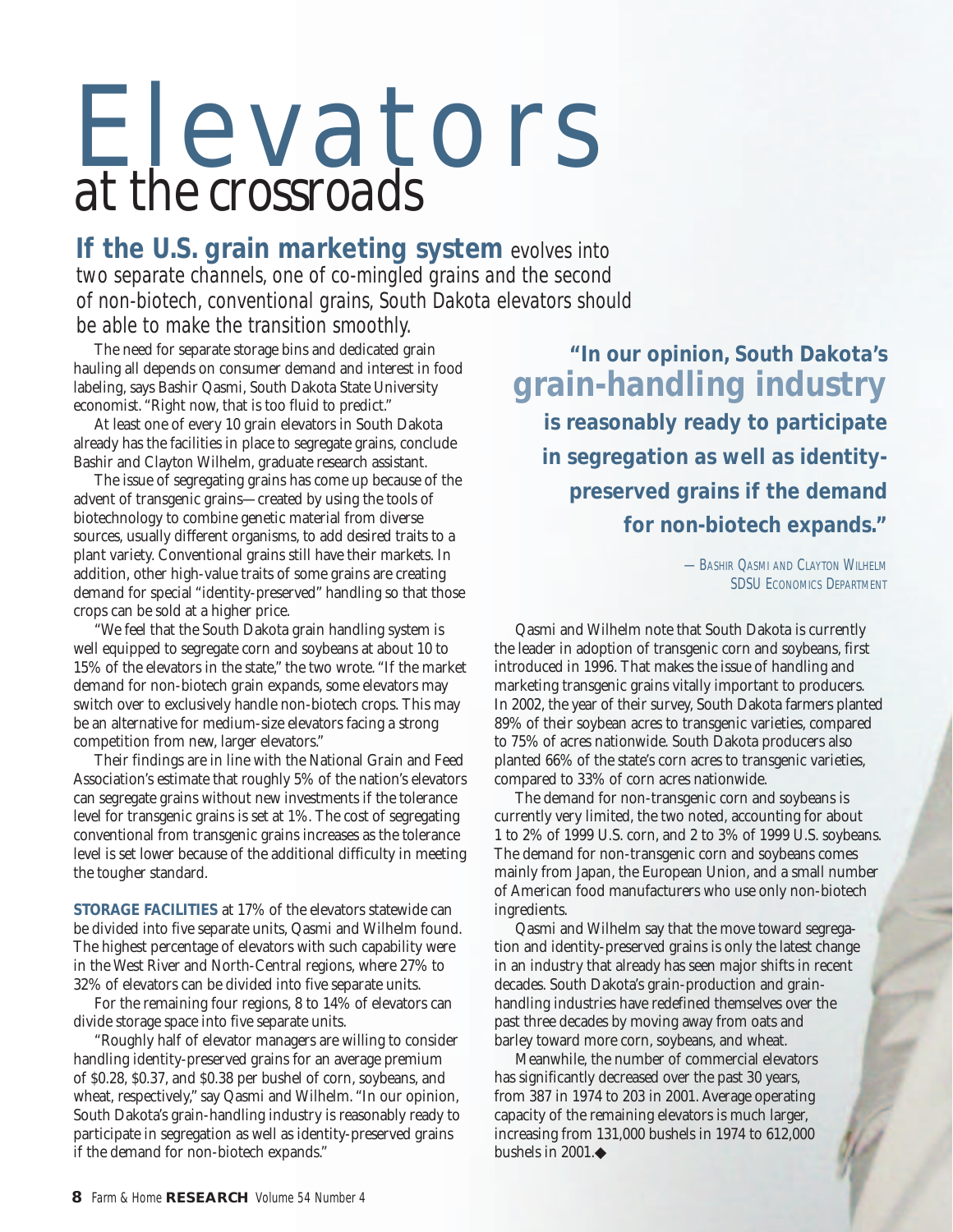# Elevators
## at the crossroads

**If the U.S. grain marketing system** *evolves into two separate channels, one of co-mingled grains and the second of non-biotech, conventional grains, South Dakota elevators should be able to make the transition smoothly.*

The need for separate storage bins and dedicated grain hauling all depends on consumer demand and interest in food labeling, says Bashir Qasmi, South Dakota State University economist. "Right now, that is too fluid to predict."

At least one of every 10 grain elevators in South Dakota already has the facilities in place to segregate grains, conclude Bashir and Clayton Wilhelm, graduate research assistant.

The issue of segregating grains has come up because of the advent of transgenic grains—created by using the tools of biotechnology to combine genetic material from diverse sources, usually different organisms, to add desired traits to a plant variety. Conventional grains still have their markets. In addition, other high-value traits of some grains are creating demand for special "identity-preserved" handling so that those crops can be sold at a higher price.

"We feel that the South Dakota grain handling system is well equipped to segregate corn and soybeans at about 10 to 15% of the elevators in the state," the two wrote. "If the market demand for non-biotech grain expands, some elevators may switch over to exclusively handle non-biotech crops. This may be an alternative for medium-size elevators facing a strong competition from new, larger elevators."

Their findings are in line with the National Grain and Feed Association's estimate that roughly 5% of the nation's elevators can segregate grains without new investments if the tolerance level for transgenic grains is set at 1%. The cost of segregating conventional from transgenic grains increases as the tolerance level is set lower because of the additional difficulty in meeting the tougher standard.

**STORAGE FACILITIES** at 17% of the elevators statewide can be divided into five separate units, Qasmi and Wilhelm found. The highest percentage of elevators with such capability were in the West River and North-Central regions, where 27% to 32% of elevators can be divided into five separate units.

For the remaining four regions, 8 to 14% of elevators can divide storage space into five separate units.

"Roughly half of elevator managers are willing to consider handling identity-preserved grains for an average premium of $0.28, $0.37, and $0.38 per bushel of corn, soybeans, and wheat, respectively," say Qasmi and Wilhelm. "In our opinion, South Dakota's grain-handling industry is reasonably ready to participate in segregation as well as identity-preserved grains if the demand for non-biotech expands."

> **"In our opinion, South Dakota's grain-handling industry is reasonably ready to participate in segregation as well as identity-preserved grains if the demand for non-biotech expands."**
>
> — Bashir Qasmi and Clayton Wilhelm, SDSU Economics Department

Qasmi and Wilhelm note that South Dakota is currently the leader in adoption of transgenic corn and soybeans, first introduced in 1996. That makes the issue of handling and marketing transgenic grains vitally important to producers. In 2002, the year of their survey, South Dakota farmers planted 89% of their soybean acres to transgenic varieties, compared to 75% of acres nationwide. South Dakota producers also planted 66% of the state's corn acres to transgenic varieties, compared to 33% of corn acres nationwide.

The demand for non-transgenic corn and soybeans is currently very limited, the two noted, accounting for about 1 to 2% of 1999 U.S. corn, and 2 to 3% of 1999 U.S. soybeans. The demand for non-transgenic corn and soybeans comes mainly from Japan, the European Union, and a small number of American food manufacturers who use only non-biotech ingredients.

Qasmi and Wilhelm say that the move toward segregation and identity-preserved grains is only the latest change in an industry that already has seen major shifts in recent decades. South Dakota's grain-production and grain-handling industries have redefined themselves over the past three decades by moving away from oats and barley toward more corn, soybeans, and wheat.

Meanwhile, the number of commercial elevators has significantly decreased over the past 30 years, from 387 in 1974 to 203 in 2001. Average operating capacity of the remaining elevators is much larger, increasing from 131,000 bushels in 1974 to 612,000 bushels in 2001.◆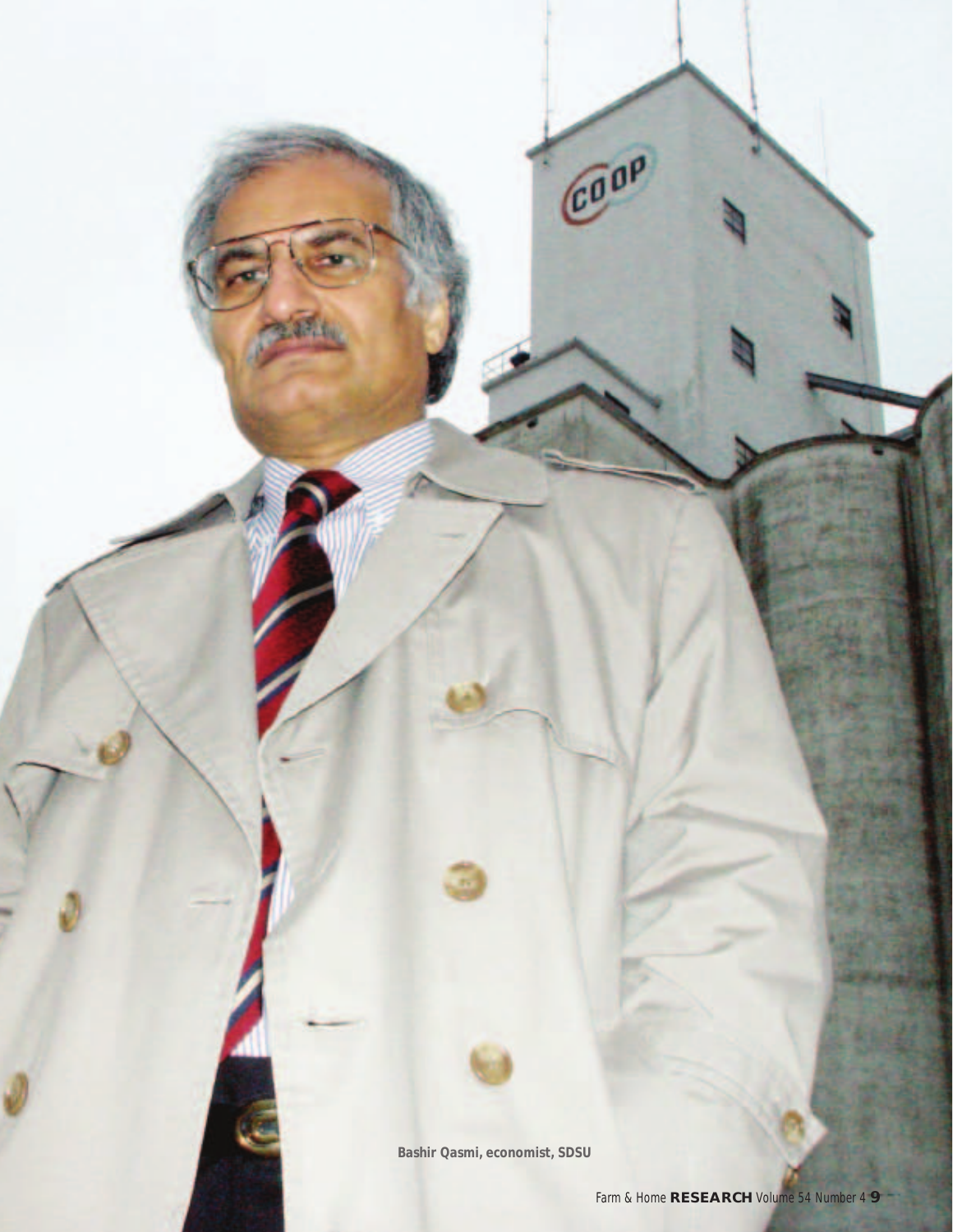Bashir Qasmi, economist, SDSU